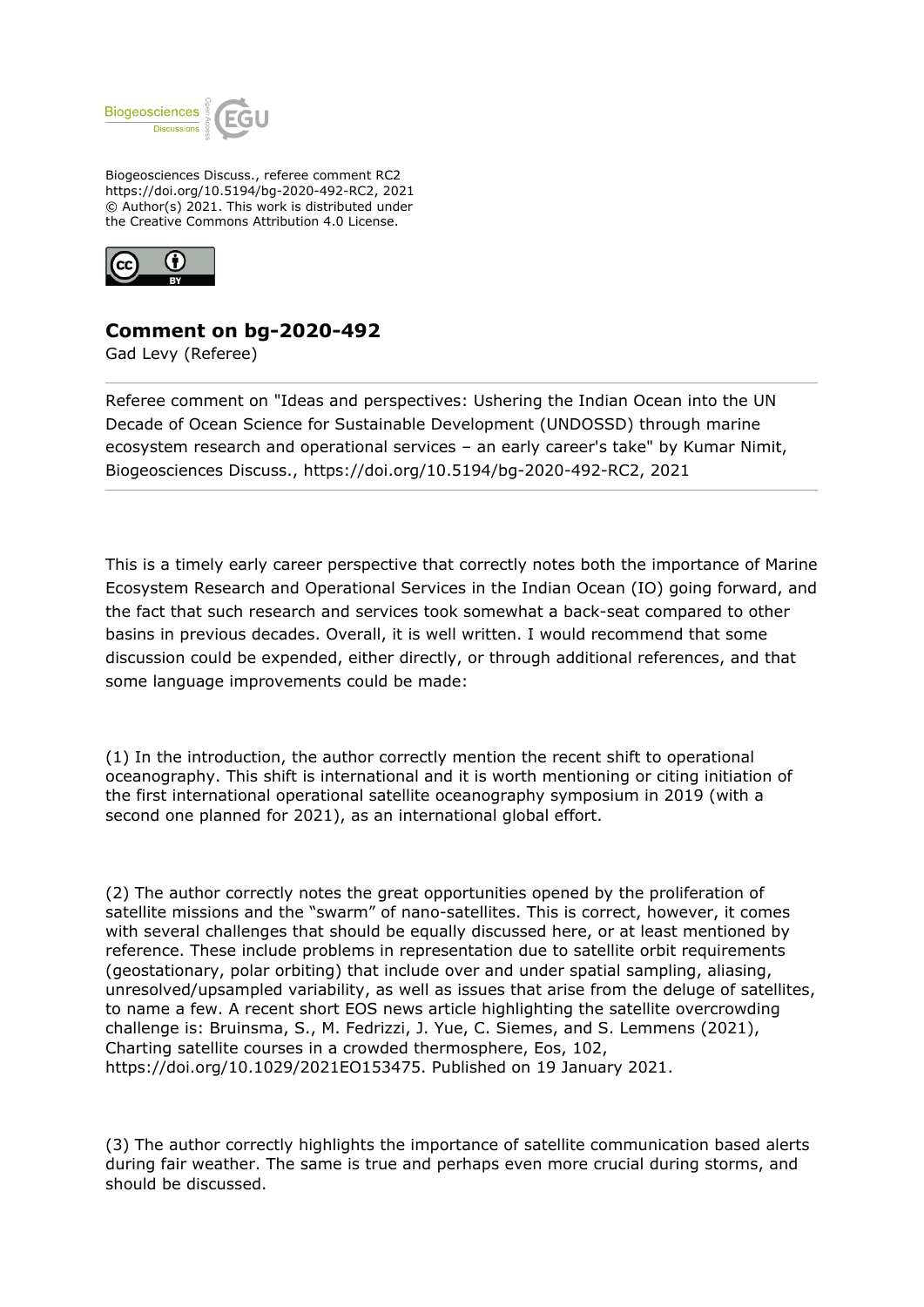Biogeosciences Discuss., referee comment RC2
https://doi.org/10.5194/bg-2020-492-RC2, 2021
© Author(s) 2021. This work is distributed under
the Creative Commons Attribution 4.0 License.

## Comment on bg-2020-492

Gad Levy (Referee)

Referee comment on "Ideas and perspectives: Ushering the Indian Ocean into the UN Decade of Ocean Science for Sustainable Development (UNDOSSD) through marine ecosystem research and operational services – an early career's take" by Kumar Nimit, Biogeosciences Discuss., https://doi.org/10.5194/bg-2020-492-RC2, 2021

---

This is a timely early career perspective that correctly notes both the importance of Marine Ecosystem Research and Operational Services in the Indian Ocean (IO) going forward, and the fact that such research and services took somewhat a back-seat compared to other basins in previous decades. Overall, it is well written. I would recommend that some discussion could be expended, either directly, or through additional references, and that some language improvements could be made:

(1) In the introduction, the author correctly mention the recent shift to operational oceanography. This shift is international and it is worth mentioning or citing initiation of the first international operational satellite oceanography symposium in 2019 (with a second one planned for 2021), as an international global effort.

(2) The author correctly notes the great opportunities opened by the proliferation of satellite missions and the "swarm" of nano-satellites. This is correct, however, it comes with several challenges that should be equally discussed here, or at least mentioned by reference. These include problems in representation due to satellite orbit requirements (geostationary, polar orbiting) that include over and under spatial sampling, aliasing, unresolved/upsampled variability, as well as issues that arise from the deluge of satellites, to name a few. A recent short EOS news article highlighting the satellite overcrowding challenge is: Bruinsma, S., M. Fedrizzi, J. Yue, C. Siemes, and S. Lemmens (2021), Charting satellite courses in a crowded thermosphere, Eos, 102, https://doi.org/10.1029/2021EO153475. Published on 19 January 2021.

(3) The author correctly highlights the importance of satellite communication based alerts during fair weather. The same is true and perhaps even more crucial during storms, and should be discussed.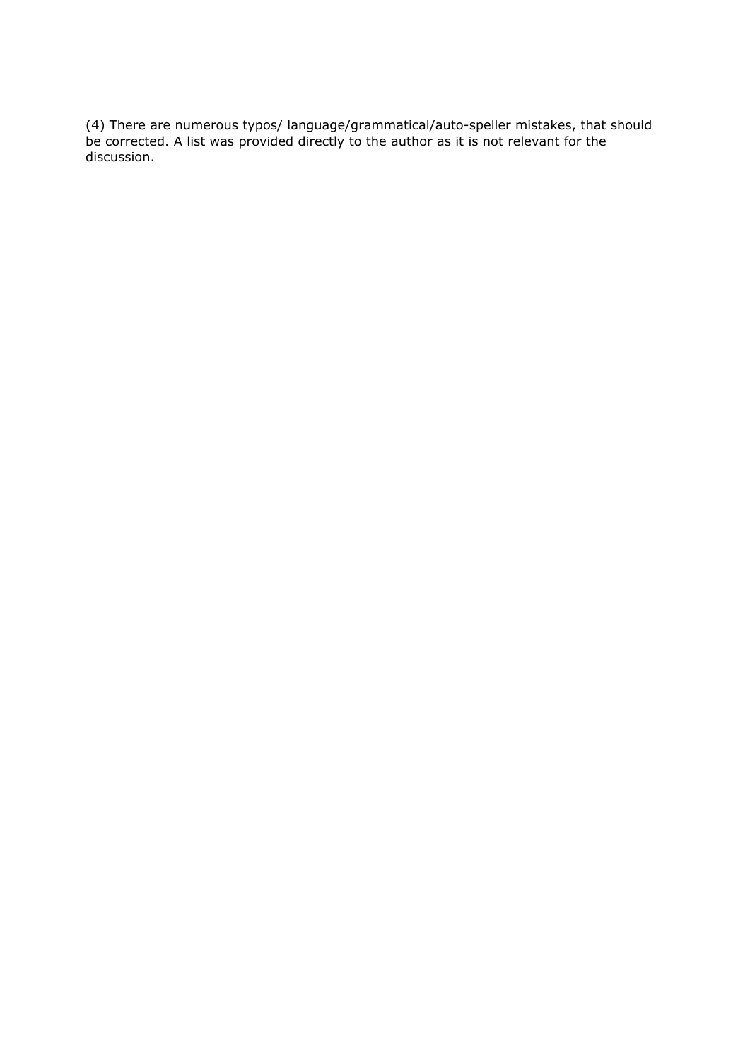(4) There are numerous typos/ language/grammatical/auto-speller mistakes, that should be corrected. A list was provided directly to the author as it is not relevant for the discussion.